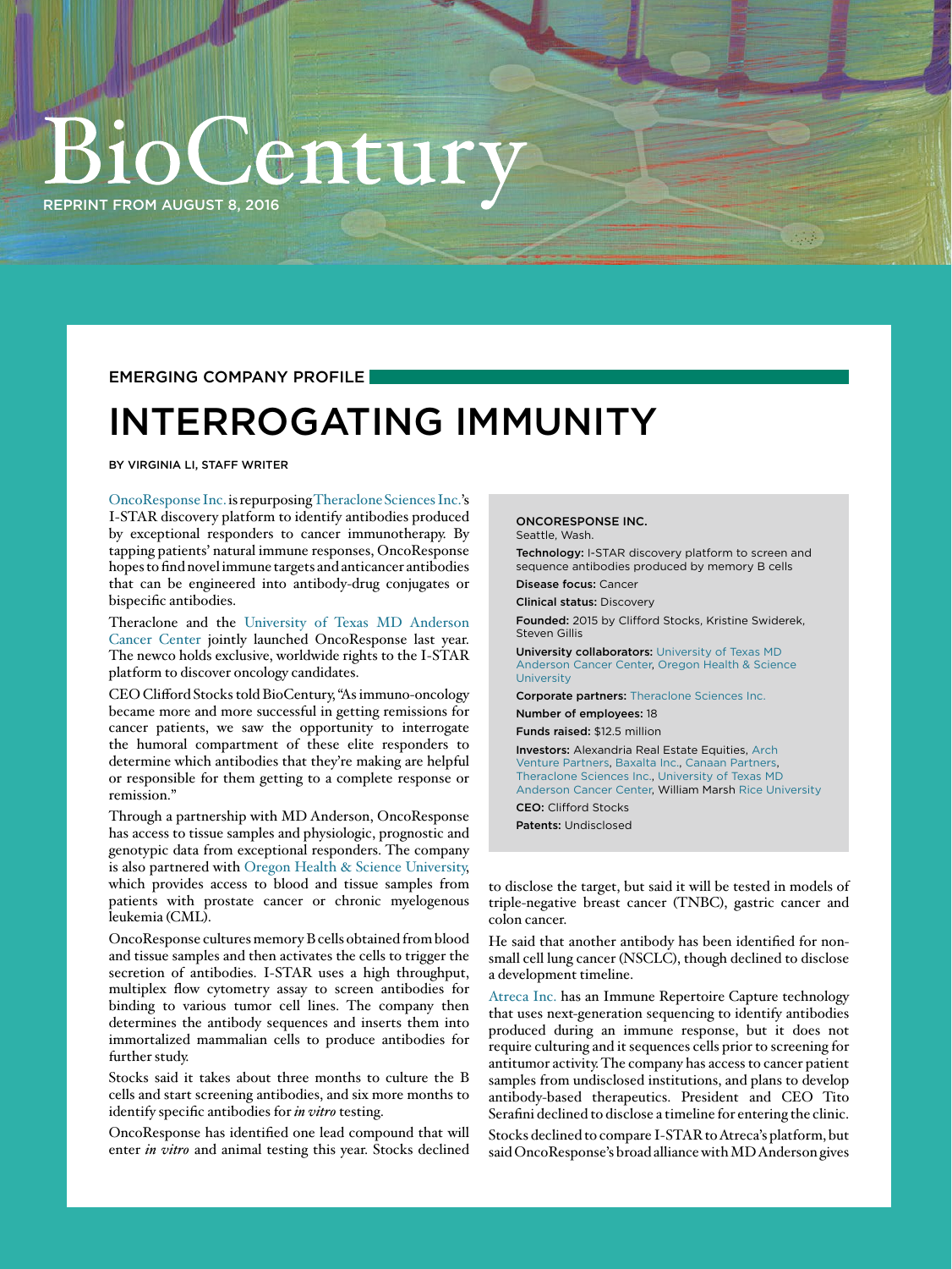# BioCentury

REPRINT FROM AUGUST 8, 2016

EMERGING COMPANY PROFILE

## INTERROGATING IMMUNITY

BY VIRGINIA LI, STAFF WRITER

OncoResponse Inc. is repurposing Theraclone Sciences Inc.'s I-STAR discovery platform to identify antibodies produced by exceptional responders to cancer immunotherapy. By tapping patients' natural immune responses, OncoResponse hopes to find novel immune targets and anticancer antibodies that can be engineered into antibody-drug conjugates or bispecific antibodies.

Theraclone and the University of Texas MD Anderson Cancer Center jointly launched OncoResponse last year. The newco holds exclusive, worldwide rights to the I-STAR platform to discover oncology candidates.

CEO Clifford Stocks told BioCentury, "As immuno-oncology became more and more successful in getting remissions for cancer patients, we saw the opportunity to interrogate the humoral compartment of these elite responders to determine which antibodies that they're making are helpful or responsible for them getting to a complete response or remission."

Through a partnership with MD Anderson, OncoResponse has access to tissue samples and physiologic, prognostic and genotypic data from exceptional responders. The company is also partnered with Oregon Health & Science University, which provides access to blood and tissue samples from patients with prostate cancer or chronic myelogenous leukemia (CML).

OncoResponse cultures memory B cells obtained from blood and tissue samples and then activates the cells to trigger the secretion of antibodies. I-STAR uses a high throughput, multiplex flow cytometry assay to screen antibodies for binding to various tumor cell lines. The company then determines the antibody sequences and inserts them into immortalized mammalian cells to produce antibodies for further study.

Stocks said it takes about three months to culture the B cells and start screening antibodies, and six more months to identify specific antibodies for *in vitro* testing.

OncoResponse has identified one lead compound that will enter *in vitro* and animal testing this year. Stocks declined to disclose the target, but said it will be tested in models of triple-negative breast cancer (TNBC), gastric cancer and colon cancer.

He said that another antibody has been identified for non-small cell lung cancer (NSCLC), though declined to disclose a development timeline.

Atreca Inc. has an Immune Repertoire Capture technology that uses next-generation sequencing to identify antibodies produced during an immune response, but it does not require culturing and it sequences cells prior to screening for antitumor activity. The company has access to cancer patient samples from undisclosed institutions, and plans to develop antibody-based therapeutics. President and CEO Tito Serafini declined to disclose a timeline for entering the clinic.

Stocks declined to compare I-STAR to Atreca's platform, but said OncoResponse's broad alliance with MD Anderson gives

---

**ONCORESPONSE INC.**
Seattle, Wash.

**Technology:** I-STAR discovery platform to screen and sequence antibodies produced by memory B cells

**Disease focus:** Cancer

**Clinical status:** Discovery

**Founded:** 2015 by Clifford Stocks, Kristine Swiderek, Steven Gillis

**University collaborators:** University of Texas MD Anderson Cancer Center, Oregon Health & Science University

**Corporate partners:** Theraclone Sciences Inc.

**Number of employees:** 18

**Funds raised:** $12.5 million

**Investors:** Alexandria Real Estate Equities, Arch Venture Partners, Baxalta Inc., Canaan Partners, Theraclone Sciences Inc., University of Texas MD Anderson Cancer Center, William Marsh Rice University

**CEO:** Clifford Stocks

**Patents:** Undisclosed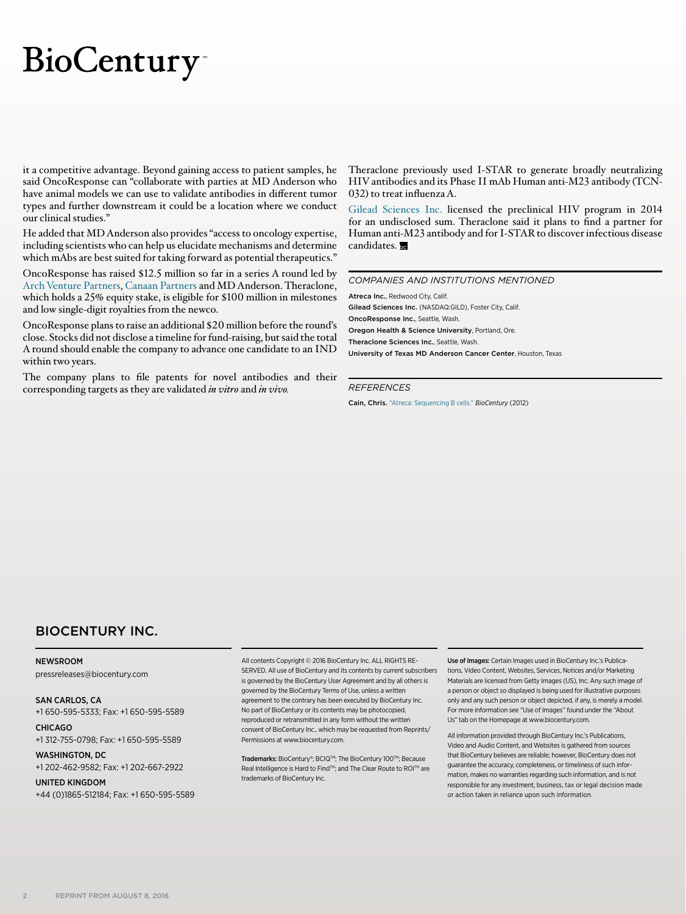it a competitive advantage. Beyond gaining access to patient samples, he said OncoResponse can "collaborate with parties at MD Anderson who have animal models we can use to validate antibodies in different tumor types and further downstream it could be a location where we conduct our clinical studies."

He added that MD Anderson also provides "access to oncology expertise, including scientists who can help us elucidate mechanisms and determine which mAbs are best suited for taking forward as potential therapeutics."

OncoResponse has raised $12.5 million so far in a series A round led by Arch Venture Partners, Canaan Partners and MD Anderson. Theraclone, which holds a 25% equity stake, is eligible for $100 million in milestones and low single-digit royalties from the newco.

OncoResponse plans to raise an additional $20 million before the round's close. Stocks did not disclose a timeline for fund-raising, but said the total A round should enable the company to advance one candidate to an IND within two years.

The company plans to file patents for novel antibodies and their corresponding targets as they are validated *in vitro* and *in vivo.*

Theraclone previously used I-STAR to generate broadly neutralizing HIV antibodies and its Phase II mAb Human anti-M23 antibody (TCN-032) to treat influenza A.

Gilead Sciences Inc. licensed the preclinical HIV program in 2014 for an undisclosed sum. Theraclone said it plans to find a partner for Human anti-M23 antibody and for I-STAR to discover infectious disease candidates.

## COMPANIES AND INSTITUTIONS MENTIONED

**Atreca Inc.**, Redwood City, Calif.
**Gilead Sciences Inc.** (NASDAQ:GILD), Foster City, Calif.
**OncoResponse Inc.**, Seattle, Wash.
**Oregon Health & Science University**, Portland, Ore.
**Theraclone Sciences Inc.**, Seattle, Wash.
**University of Texas MD Anderson Cancer Center**, Houston, Texas

## REFERENCES

**Cain, Chris.** "Atreca: Sequencing B cells." *BioCentury* (2012)

## BIOCENTURY INC.

**NEWSROOM**
pressreleases@biocentury.com

**SAN CARLOS, CA**
+1 650-595-5333; Fax: +1 650-595-5589

**CHICAGO**
+1 312-755-0798; Fax: +1 650-595-5589

**WASHINGTON, DC**
+1 202-462-9582; Fax: +1 202-667-2922

**UNITED KINGDOM**
+44 (0)1865-512184; Fax: +1 650-595-5589

All contents Copyright © 2016 BioCentury Inc. ALL RIGHTS RESERVED. All use of BioCentury and its contents by current subscribers is governed by the BioCentury User Agreement and by all others is governed by the BioCentury Terms of Use, unless a written agreement to the contrary has been executed by BioCentury Inc. No part of BioCentury or its contents may be photocopied, reproduced or retransmitted in any form without the written consent of BioCentury Inc., which may be requested from Reprints/Permissions at www.biocentury.com.

**Trademarks:** BioCentury®; BCIQ™; The BioCentury 100™; Because Real Intelligence is Hard to Find™; and The Clear Route to ROI™ are trademarks of BioCentury Inc.

**Use of Images:** Certain Images used in BioCentury Inc.'s Publications, Video Content, Websites, Services, Notices and/or Marketing Materials are licensed from Getty Images (US), Inc. Any such image of a person or object so displayed is being used for illustrative purposes only and any such person or object depicted, if any, is merely a model. For more information see "Use of Images" found under the "About Us" tab on the Homepage at www.biocentury.com.

All information provided through BioCentury Inc.'s Publications, Video and Audio Content, and Websites is gathered from sources that BioCentury believes are reliable; however, BioCentury does not guarantee the accuracy, completeness, or timeliness of such information, makes no warranties regarding such information, and is not responsible for any investment, business, tax or legal decision made or action taken in reliance upon such information.